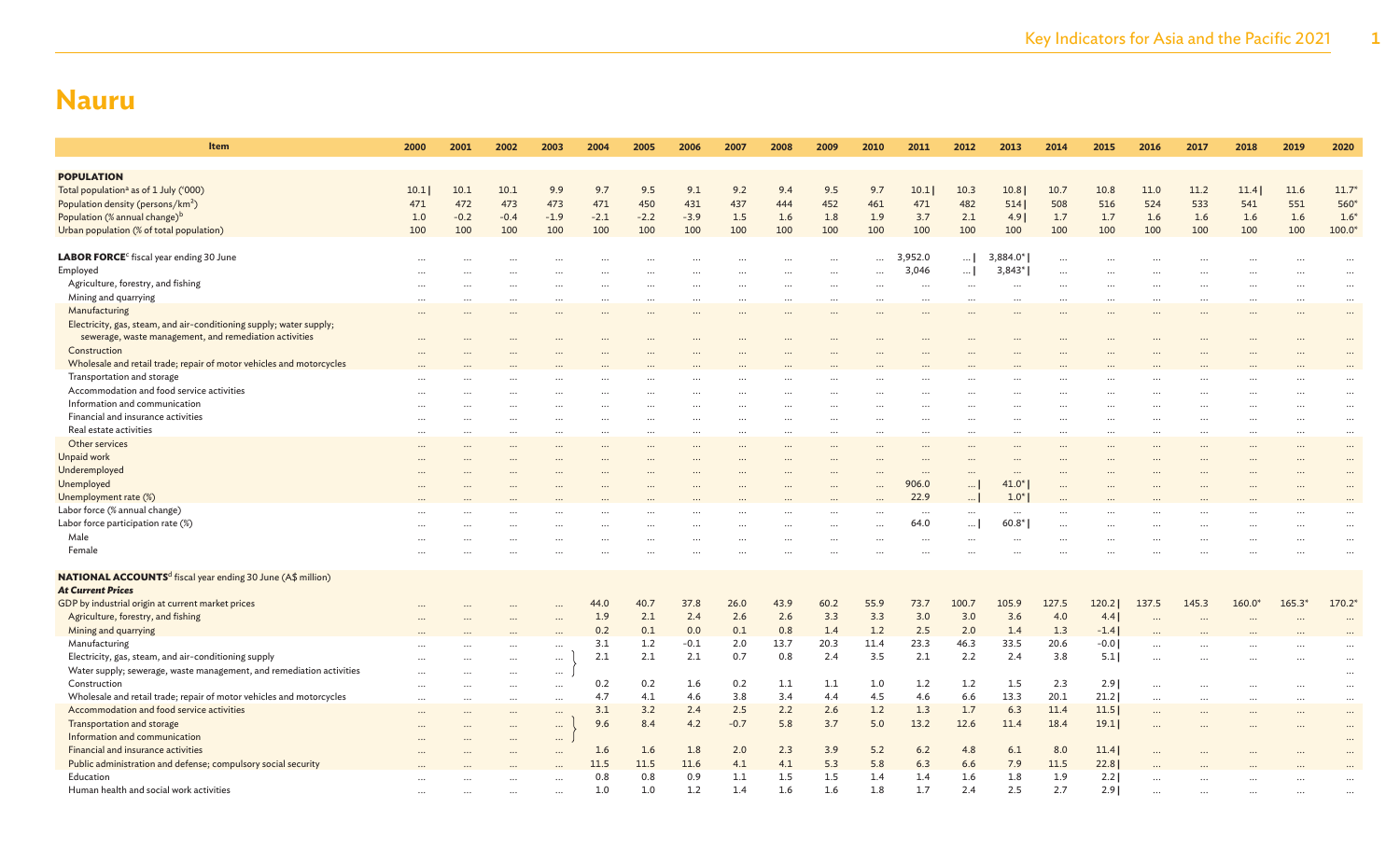# Nauru

| Item | 2000 | 2001 | 2002 | 2003 | 2004 | 2005 | 2006 | 2007 | 2008 | 2009 | 2010 | 2011 | 2012 | 2013 | 2014 | 2015 | 2016 | 2017 | 2018 | 2019 | 2020 |
|---|---|---|---|---|---|---|---|---|---|---|---|---|---|---|---|---|---|---|---|---|---|
| **POPULATION** | | | | | | | | | | | | | | | | | | | | | |
| Total population[a] as of 1 July ('000) | 10.1 \| | 10.1 | 10.1 | 9.9 | 9.7 | 9.5 | 9.1 | 9.2 | 9.4 | 9.5 | 9.7 | 10.1 \| | 10.3 | 10.8 \| | 10.7 | 10.8 | 11.0 | 11.2 | 11.4 \| | 11.6 | 11.7* |
| Population density (persons/km²) | 471 | 472 | 473 | 473 | 471 | 450 | 431 | 437 | 444 | 452 | 461 | 471 | 482 | 514 \| | 508 | 516 | 524 | 533 | 541 | 551 | 560* |
| Population (% annual change)[b] | 1.0 | -0.2 | -0.4 | -1.9 | -2.1 | -2.2 | -3.9 | 1.5 | 1.6 | 1.8 | 1.9 | 3.7 | 2.1 | 4.9 \| | 1.7 | 1.7 | 1.6 | 1.6 | 1.6 | 1.6 | 1.6* |
| Urban population (% of total population) | 100 | 100 | 100 | 100 | 100 | 100 | 100 | 100 | 100 | 100 | 100 | 100 | 100 | 100 | 100 | 100 | 100 | 100 | 100 | 100 | 100.0* |
| **LABOR FORCE**[c] fiscal year ending 30 June | … | … | … | … | … | … | … | … | … | … | … | 3,952.0 | … \| | 3,884.0* \| | … | … | … | … | … | … | … |
| Employed | … | … | … | … | … | … | … | … | … | … | … | 3,046 | … \| | 3,843* \| | … | … | … | … | … | … | … |
| Agriculture, forestry, and fishing | … | … | … | … | … | … | … | … | … | … | … | … | … | … | … | … | … | … | … | … | … |
| Mining and quarrying | … | … | … | … | … | … | … | … | … | … | … | … | … | … | … | … | … | … | … | … | … |
| Manufacturing | … | … | … | … | … | … | … | … | … | … | … | … | … | … | … | … | … | … | … | … | … |
| Electricity, gas, steam, and air-conditioning supply; water supply; sewerage, waste management, and remediation activities | … | … | … | … | … | … | … | … | … | … | … | … | … | … | … | … | … | … | … | … | … |
| Construction | … | … | … | … | … | … | … | … | … | … | … | … | … | … | … | … | … | … | … | … | … |
| Wholesale and retail trade; repair of motor vehicles and motorcycles | … | … | … | … | … | … | … | … | … | … | … | … | … | … | … | … | … | … | … | … | … |
| Transportation and storage | … | … | … | … | … | … | … | … | … | … | … | … | … | … | … | … | … | … | … | … | … |
| Accommodation and food service activities | … | … | … | … | … | … | … | … | … | … | … | … | … | … | … | … | … | … | … | … | … |
| Information and communication | … | … | … | … | … | … | … | … | … | … | … | … | … | … | … | … | … | … | … | … | … |
| Financial and insurance activities | … | … | … | … | … | … | … | … | … | … | … | … | … | … | … | … | … | … | … | … | … |
| Real estate activities | … | … | … | … | … | … | … | … | … | … | … | … | … | … | … | … | … | … | … | … | … |
| Other services | … | … | … | … | … | … | … | … | … | … | … | … | … | … | … | … | … | … | … | … | … |
| Unpaid work | … | … | … | … | … | … | … | … | … | … | … | … | … | … | … | … | … | … | … | … | … |
| Underemployed | … | … | … | … | … | … | … | … | … | … | … | … | … | … | … | … | … | … | … | … | … |
| Unemployed | … | … | … | … | … | … | … | … | … | … | … | 906.0 | … \| | 41.0* \| | … | … | … | … | … | … | … |
| Unemployment rate (%) | … | … | … | … | … | … | … | … | … | … | … | 22.9 | … \| | 1.0* \| | … | … | … | … | … | … | … |
| Labor force (% annual change) | … | … | … | … | … | … | … | … | … | … | … | … | … | … | … | … | … | … | … | … | … |
| Labor force participation rate (%) | … | … | … | … | … | … | … | … | … | … | … | 64.0 | … \| | 60.8* \| | … | … | … | … | … | … | … |
| Male | … | … | … | … | … | … | … | … | … | … | … | … | … | … | … | … | … | … | … | … | … |
| Female | … | … | … | … | … | … | … | … | … | … | … | … | … | … | … | … | … | … | … | … | … |
| **NATIONAL ACCOUNTS**[d] fiscal year ending 30 June (A$ million) | | | | | | | | | | | | | | | | | | | | | |
| ***At Current Prices*** | | | | | | | | | | | | | | | | | | | | | |
| GDP by industrial origin at current market prices | … | … | … | … | 44.0 | 40.7 | 37.8 | 26.0 | 43.9 | 60.2 | 55.9 | 73.7 | 100.7 | 105.9 | 127.5 | 120.2 \| | 137.5 | 145.3 | 160.0* | 165.3* | 170.2* |
| Agriculture, forestry, and fishing | … | … | … | … | 1.9 | 2.1 | 2.4 | 2.6 | 2.6 | 3.3 | 3.3 | 3.0 | 3.0 | 3.6 | 4.0 | 4.4 \| | … | … | … | … | … |
| Mining and quarrying | … | … | … | … | 0.2 | 0.1 | 0.0 | 0.1 | 0.8 | 1.4 | 1.2 | 2.5 | 2.0 | 1.4 | 1.3 | -1.4 \| | … | … | … | … | … |
| Manufacturing | … | … | … | … | 3.1 | 1.2 | -0.1 | 2.0 | 13.7 | 20.3 | 11.4 | 23.3 | 46.3 | 33.5 | 20.6 | -0.0 \| | … | … | … | … | … |
| Electricity, gas, steam, and air-conditioning supply; Water supply; sewerage, waste management, and remediation activities | … | … | … | … | 2.1 | 2.1 | 2.1 | 0.7 | 0.8 | 2.4 | 3.5 | 2.1 | 2.2 | 2.4 | 3.8 | 5.1 \| | … | … | … | … | … |
| Construction | … | … | … | … | 0.2 | 0.2 | 1.6 | 0.2 | 1.1 | 1.1 | 1.0 | 1.2 | 1.2 | 1.5 | 2.3 | 2.9 \| | … | … | … | … | … |
| Wholesale and retail trade; repair of motor vehicles and motorcycles | … | … | … | … | 4.7 | 4.1 | 4.6 | 3.8 | 3.4 | 4.4 | 4.5 | 4.6 | 6.6 | 13.3 | 20.1 | 21.2 \| | … | … | … | … | … |
| Accommodation and food service activities | … | … | … | … | 3.1 | 3.2 | 2.2 | 2.5 | 2.2 | 2.6 | 1.2 | 1.3 | 1.7 | 6.3 | 11.4 | 11.5 \| | … | … | … | … | … |
| Transportation and storage; Information and communication | … | … | … | … | 9.6 | 8.4 | 4.2 | -0.7 | 5.8 | 3.7 | 5.0 | 13.2 | 12.6 | 11.4 | 18.4 | 19.1 \| | … | … | … | … | … |
| Financial and insurance activities | … | … | … | … | 1.6 | 1.6 | 1.8 | 2.0 | 2.3 | 3.9 | 5.2 | 6.2 | 4.8 | 6.1 | 8.0 | 11.4 \| | … | … | … | … | … |
| Public administration and defense; compulsory social security | … | … | … | … | 11.5 | 11.5 | 11.6 | 4.1 | 4.1 | 5.3 | 5.8 | 6.3 | 6.6 | 7.9 | 11.5 | 22.8 \| | … | … | … | … | … |
| Education | … | … | … | … | 0.8 | 0.8 | 0.9 | 1.1 | 1.5 | 1.5 | 1.4 | 1.4 | 1.6 | 1.8 | 1.9 | 2.2 \| | … | … | … | … | … |
| Human health and social work activities | … | … | … | … | 1.0 | 1.0 | 1.2 | 1.4 | 1.6 | 1.6 | 1.8 | 1.7 | 2.4 | 2.5 | 2.7 | 2.9 \| | … | … | … | … | … |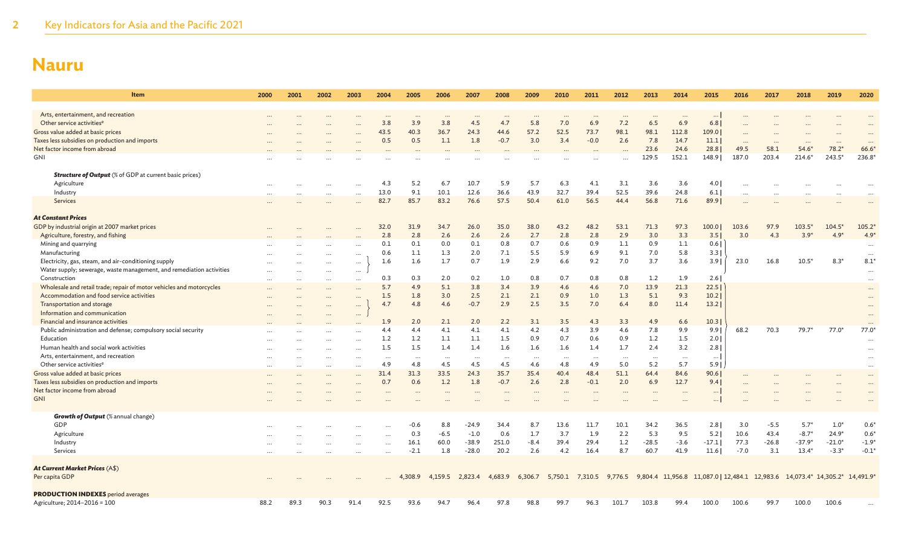# Nauru

| Item | 2000 | 2001 | 2002 | 2003 | 2004 | 2005 | 2006 | 2007 | 2008 | 2009 | 2010 | 2011 | 2012 | 2013 | 2014 | 2015 | 2016 | 2017 | 2018 | 2019 | 2020 |
|---|---|---|---|---|---|---|---|---|---|---|---|---|---|---|---|---|---|---|---|---|---|
| Arts, entertainment, and recreation | ... | ... | ... | ... | ... | ... | ... | ... | ... | ... | ... | ... | ... | ... | ... | ... | ... | ... | ... | ... | ... |
| Other service activities[e] | ... | ... | ... | ... | 3.8 | 3.9 | 3.8 | 4.5 | 4.7 | 5.8 | 7.0 | 6.9 | 7.2 | 6.5 | 6.9 | 6.8 | ... | ... | ... | ... | ... |
| Gross value added at basic prices | ... | ... | ... | ... | 43.5 | 40.3 | 36.7 | 24.3 | 44.6 | 57.2 | 52.5 | 73.7 | 98.1 | 98.1 | 112.8 | 109.0 | ... | ... | ... | ... | ... |
| Taxes less subsidies on production and imports | ... | ... | ... | ... | 0.5 | 0.5 | 1.1 | 1.8 | -0.7 | 3.0 | 3.4 | -0.0 | 2.6 | 7.8 | 14.7 | 11.1 | ... | ... | ... | ... | ... |
| Net factor income from abroad | ... | ... | ... | ... | ... | ... | ... | ... | ... | ... | ... | ... | ... | 23.6 | 24.6 | 28.8 | 49.5 | 58.1 | 54.6* | 78.2* | 66.6* |
| GNI | ... | ... | ... | ... | ... | ... | ... | ... | ... | ... | ... | ... | ... | 129.5 | 152.1 | 148.9 | 187.0 | 203.4 | 214.6* | 243.5* | 236.8* |
| ***Structure of Output*** (% of GDP at current basic prices) | | | | | | | | | | | | | | | | | | | | | |
| Agriculture | ... | ... | ... | ... | 4.3 | 5.2 | 6.7 | 10.7 | 5.9 | 5.7 | 6.3 | 4.1 | 3.1 | 3.6 | 3.6 | 4.0 | ... | ... | ... | ... | ... |
| Industry | ... | ... | ... | ... | 13.0 | 9.1 | 10.1 | 12.6 | 36.6 | 43.9 | 32.7 | 39.4 | 52.5 | 39.6 | 24.8 | 6.1 | ... | ... | ... | ... | ... |
| Services | ... | ... | ... | ... | 82.7 | 85.7 | 83.2 | 76.6 | 57.5 | 50.4 | 61.0 | 56.5 | 44.4 | 56.8 | 71.6 | 89.9 | ... | ... | ... | ... | ... |
| ***At Constant Prices*** | | | | | | | | | | | | | | | | | | | | | |
| GDP by industrial origin at 2007 market prices | ... | ... | ... | ... | 32.0 | 31.9 | 34.7 | 26.0 | 35.0 | 38.0 | 43.2 | 48.2 | 53.1 | 71.3 | 97.3 | 100.0 | 103.6 | 97.9 | 103.5* | 104.5* | 105.2* |
| Agriculture, forestry, and fishing | ... | ... | ... | ... | 2.8 | 2.8 | 2.6 | 2.6 | 2.6 | 2.7 | 2.8 | 2.8 | 2.9 | 3.0 | 3.3 | 3.5 | 3.0 | 4.3 | 3.9* | 4.9* | 4.9* |
| Mining and quarrying | ... | ... | ... | ... | 0.1 | 0.1 | 0.0 | 0.1 | 0.8 | 0.7 | 0.6 | 0.9 | 1.1 | 0.9 | 1.1 | 0.6 | | | | | ... |
| Manufacturing | ... | ... | ... | ... | 0.6 | 1.1 | 1.3 | 2.0 | 7.1 | 5.5 | 5.9 | 6.9 | 9.1 | 7.0 | 5.8 | 3.3 | | | | | ... |
| Electricity, gas, steam, and air-conditioning supply | ... | ... | ... | ... | 1.6 | 1.6 | 1.7 | 0.7 | 1.9 | 2.9 | 6.6 | 9.2 | 7.0 | 3.7 | 3.6 | 3.9 | 23.0 | 16.8 | 10.5* | 8.3* | 8.1* |
| Water supply; sewerage, waste management, and remediation activities | ... | ... | ... | ... | | | | | | | | | | | | | | | | | ... |
| Construction | ... | ... | ... | ... | 0.3 | 0.3 | 2.0 | 0.2 | 1.0 | 0.8 | 0.7 | 0.8 | 0.8 | 1.2 | 1.9 | 2.6 | | | | | ... |
| Wholesale and retail trade; repair of motor vehicles and motorcycles | ... | ... | ... | ... | 5.7 | 4.9 | 5.1 | 3.8 | 3.4 | 3.9 | 4.6 | 4.6 | 7.0 | 13.9 | 21.3 | 22.5 | | | | | ... |
| Accommodation and food service activities | ... | ... | ... | ... | 1.5 | 1.8 | 3.0 | 2.5 | 2.1 | 2.1 | 0.9 | 1.0 | 1.3 | 5.1 | 9.3 | 10.2 | | | | | ... |
| Transportation and storage | ... | ... | ... | ... | 4.7 | 4.8 | 4.6 | -0.7 | 2.9 | 2.5 | 3.5 | 7.0 | 6.4 | 8.0 | 11.4 | 13.2 | | | | | ... |
| Information and communication | ... | ... | ... | ... | | | | | | | | | | | | | | | | | ... |
| Financial and insurance activities | ... | ... | ... | ... | 1.9 | 2.0 | 2.1 | 2.0 | 2.2 | 3.1 | 3.5 | 4.3 | 3.3 | 4.9 | 6.6 | 10.3 | | | | | ... |
| Public administration and defense; compulsory social security | ... | ... | ... | ... | 4.4 | 4.4 | 4.1 | 4.1 | 4.1 | 4.2 | 4.3 | 3.9 | 4.6 | 7.8 | 9.9 | 9.9 | 68.2 | 70.3 | 79.7* | 77.0* | 77.0* |
| Education | ... | ... | ... | ... | 1.2 | 1.2 | 1.1 | 1.1 | 1.5 | 0.9 | 0.7 | 0.6 | 0.9 | 1.2 | 1.5 | 2.0 | | | | | ... |
| Human health and social work activities | ... | ... | ... | ... | 1.5 | 1.5 | 1.4 | 1.4 | 1.6 | 1.6 | 1.6 | 1.4 | 1.7 | 2.4 | 3.2 | 2.8 | | | | | ... |
| Arts, entertainment, and recreation | ... | ... | ... | ... | ... | ... | ... | ... | ... | ... | ... | ... | ... | ... | ... | ... | | | | | ... |
| Other service activities[e] | ... | ... | ... | ... | 4.9 | 4.8 | 4.5 | 4.5 | 4.5 | 4.6 | 4.8 | 4.9 | 5.0 | 5.2 | 5.7 | 5.9 | | | | | ... |
| Gross value added at basic prices | ... | ... | ... | ... | 31.4 | 31.3 | 33.5 | 24.3 | 35.7 | 35.4 | 40.4 | 48.4 | 51.1 | 64.4 | 84.6 | 90.6 | ... | ... | ... | ... | ... |
| Taxes less subsidies on production and imports | ... | ... | ... | ... | 0.7 | 0.6 | 1.2 | 1.8 | -0.7 | 2.6 | 2.8 | -0.1 | 2.0 | 6.9 | 12.7 | 9.4 | ... | ... | ... | ... | ... |
| Net factor income from abroad | ... | ... | ... | ... | ... | ... | ... | ... | ... | ... | ... | ... | ... | ... | ... | ... | ... | ... | ... | ... | ... |
| GNI | ... | ... | ... | ... | ... | ... | ... | ... | ... | ... | ... | ... | ... | ... | ... | ... | ... | ... | ... | ... | ... |
| ***Growth of Output*** (% annual change) | | | | | | | | | | | | | | | | | | | | | |
| GDP | ... | ... | ... | ... | ... | -0.6 | 8.8 | -24.9 | 34.4 | 8.7 | 13.6 | 11.7 | 10.1 | 34.2 | 36.5 | 2.8 | 3.0 | -5.5 | 5.7* | 1.0* | 0.6* |
| Agriculture | ... | ... | ... | ... | ... | 0.3 | -6.5 | -1.0 | 0.6 | 1.7 | 3.7 | 1.9 | 2.2 | 5.3 | 9.5 | 5.2 | 10.6 | 43.4 | -8.7* | 24.9* | 0.6* |
| Industry | ... | ... | ... | ... | ... | 16.1 | 60.0 | -38.9 | 251.0 | -8.4 | 39.4 | 29.4 | 1.2 | -28.5 | -3.6 | -17.1 | 77.3 | -26.8 | -37.9* | -21.0* | -1.9* |
| Services | ... | ... | ... | ... | ... | -2.1 | 1.8 | -28.0 | 20.2 | 2.6 | 4.2 | 16.4 | 8.7 | 60.7 | 41.9 | 11.6 | -7.0 | 3.1 | 13.4* | -3.3* | -0.1* |
| ***At Current Market Prices*** (A$) | | | | | | | | | | | | | | | | | | | | | |
| Per capita GDP | ... | ... | ... | ... | ... | 4,308.9 | 4,159.5 | 2,823.4 | 4,683.9 | 6,306.7 | 5,750.1 | 7,310.5 | 9,776.5 | 9,804.4 | 11,956.8 | 11,087.0 | 12,484.1 | 12,983.6 | 14,073.4* | 14,305.2* | 14,491.9* |
| **PRODUCTION INDEXES** period averages | | | | | | | | | | | | | | | | | | | | | |
| Agriculture; 2014–2016 = 100 | 88.2 | 89.3 | 90.3 | 91.4 | 92.5 | 93.6 | 94.7 | 96.4 | 97.8 | 98.8 | 99.7 | 96.3 | 101.7 | 103.8 | 99.4 | 100.0 | 100.6 | 99.7 | 100.0 | 100.6 | ... |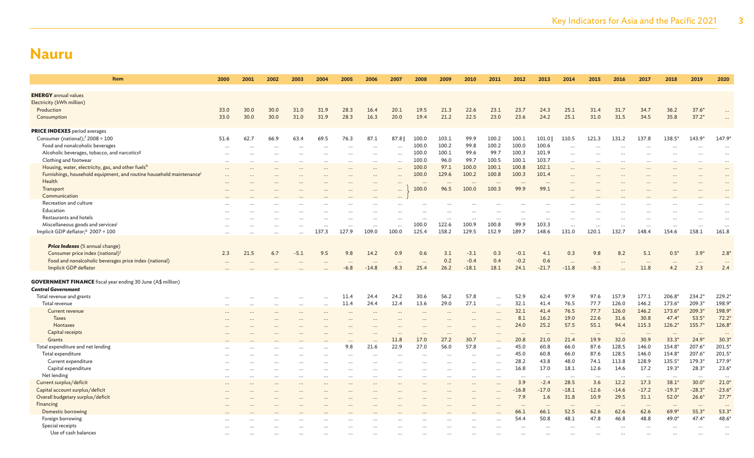# Nauru

| Item | 2000 | 2001 | 2002 | 2003 | 2004 | 2005 | 2006 | 2007 | 2008 | 2009 | 2010 | 2011 | 2012 | 2013 | 2014 | 2015 | 2016 | 2017 | 2018 | 2019 | 2020 |
|---|---|---|---|---|---|---|---|---|---|---|---|---|---|---|---|---|---|---|---|---|---|
| **ENERGY** annual values | | | | | | | | | | | | | | | | | | | | | |
| Electricity (kWh million) | | | | | | | | | | | | | | | | | | | | | |
| Production | 33.0 | 30.0 | 30.0 | 31.0 | 31.9 | 28.3 | 16.4 | 20.1 | 19.5 | 21.3 | 22.6 | 23.1 | 23.7 | 24.3 | 25.1 | 31.4 | 31.7 | 34.7 | 36.2 | 37.6* | … |
| Consumption | 33.0 | 30.0 | 30.0 | 31.0 | 31.9 | 28.3 | 16.3 | 20.0 | 19.4 | 21.2 | 22.5 | 23.0 | 23.6 | 24.2 | 25.1 | 31.0 | 31.5 | 34.5 | 35.8 | 37.2* | … |
| **PRICE INDEXES** period averages | | | | | | | | | | | | | | | | | | | | | |
| Consumer (national);[f] 2008 = 100 | 51.6 | 62.7 | 66.9 | 63.4 | 69.5 | 76.3 | 87.1 | 87.8 \| | 100.0 | 103.1 | 99.9 | 100.2 | 100.1 | 101.0 \| | 110.5 | 121.3 | 131.2 | 137.8 | 138.5* | 143.9* | 147.9* |
| Food and nonalcoholic beverages | … | … | … | … | … | … | … | … | 100.0 | 100.2 | 99.8 | 100.2 | 100.0 | 100.6 | … | … | … | … | … | … | … |
| Alcoholic beverages, tobacco, and narcotics[g] | … | … | … | … | … | … | … | … | 100.0 | 100.1 | 99.6 | 99.7 | 100.3 | 101.9 | … | … | … | … | … | … | … |
| Clothing and footwear | … | … | … | … | … | … | … | … | 100.0 | 96.0 | 99.7 | 100.5 | 100.1 | 103.7 | … | … | … | … | … | … | … |
| Housing, water, electricity, gas, and other fuels[h] | … | … | … | … | … | … | … | … | 100.0 | 97.1 | 100.0 | 100.1 | 100.8 | 102.1 | … | … | … | … | … | … | … |
| Furnishings, household equipment, and routine household maintenance[i] | … | … | … | … | … | … | … | … | 100.0 | 129.6 | 100.2 | 100.8 | 100.3 | 101.4 | … | … | … | … | … | … | … |
| Health | … | … | … | … | … | … | … | … | … | … | … | … | … | … | … | … | … | … | … | … | … |
| Transport | … | … | … | … | … | … | … | … | } 100.0 | 96.5 | 100.0 | 100.3 | 99.9 | 99.1 | … | … | … | … | … | … | … |
| Communication | … | … | … | … | … | … | … | … | | | | | | | … | … | … | … | … | … | … |
| Recreation and culture | … | … | … | … | … | … | … | … | … | … | … | … | … | … | … | … | … | … | … | … | … |
| Education | … | … | … | … | … | … | … | … | … | … | … | … | … | … | … | … | … | … | … | … | … |
| Restaurants and hotels | … | … | … | … | … | … | … | … | … | … | … | … | … | … | … | … | … | … | … | … | … |
| Miscellaneous goods and services[j] | … | … | … | … | … | … | … | … | 100.0 | 122.6 | 100.9 | 100.8 | 99.9 | 103.3 | … | … | … | … | … | … | … |
| Implicit GDP deflator;[k] 2007 = 100 | … | … | … | … | 137.3 | 127.9 | 109.0 | 100.0 | 125.4 | 158.2 | 129.5 | 152.9 | 189.7 | 148.6 | 131.0 | 120.1 | 132.7 | 148.4 | 154.6 | 158.1 | 161.8 |
| ***Price Indexes*** (% annual change) | | | | | | | | | | | | | | | | | | | | | |
| Consumer price index (national)[l] | 2.3 | 21.5 | 6.7 | -5.1 | 9.5 | 9.8 | 14.2 | 0.9 | 0.6 | 3.1 | -3.1 | 0.3 | -0.1 | 4.1 | 0.3 | 9.8 | 8.2 | 5.1 | 0.5* | 3.9* | 2.8* |
| Food and nonalcoholic beverages price index (national) | … | … | … | … | … | … | … | … | … | 0.2 | -0.4 | 0.4 | -0.2 | 0.6 | … | … | … | … | … | … | … |
| Implicit GDP deflator | … | … | … | … | … | -6.8 | -14.8 | -8.3 | 25.4 | 26.2 | -18.1 | 18.1 | 24.1 | -21.7 | -11.8 | -8.3 | … | 11.8 | 4.2 | 2.3 | 2.4 |
| **GOVERNMENT FINANCE** fiscal year ending 30 June (A$ million) | | | | | | | | | | | | | | | | | | | | | |
| ***Central Government*** | | | | | | | | | | | | | | | | | | | | | |
| Total revenue and grants | … | … | … | … | … | 11.4 | 24.4 | 24.2 | 30.6 | 56.2 | 57.8 | … | 52.9 | 62.4 | 97.9 | 97.6 | 157.9 | 177.1 | 206.8* | 234.2* | 229.2* |
| Total revenue | … | … | … | … | … | 11.4 | 24.4 | 12.4 | 13.6 | 29.0 | 27.1 | … | 32.1 | 41.4 | 76.5 | 77.7 | 126.0 | 146.2 | 173.6* | 209.3* | 198.9* |
| Current revenue | … | … | … | … | … | … | … | … | … | … | … | … | 32.1 | 41.4 | 76.5 | 77.7 | 126.0 | 146.2 | 173.6* | 209.3* | 198.9* |
| Taxes | … | … | … | … | … | … | … | … | … | … | … | … | 8.1 | 16.2 | 19.0 | 22.6 | 31.6 | 30.8 | 47.4* | 53.5* | 72.2* |
| Nontaxes | … | … | … | … | … | … | … | … | … | … | … | … | 24.0 | 25.2 | 57.5 | 55.1 | 94.4 | 115.3 | 126.2* | 155.7* | 126.8* |
| Capital receipts | … | … | … | … | … | … | … | … | … | … | … | … | … | … | … | … | … | … | … | … | … |
| Grants | … | … | … | … | … | … | … | 11.8 | 17.0 | 27.2 | 30.7 | … | 20.8 | 21.0 | 21.4 | 19.9 | 32.0 | 30.9 | 33.3* | 24.9* | 30.3* |
| Total expenditure and net lending | … | … | … | … | … | 9.8 | 21.6 | 22.9 | 27.0 | 56.0 | 57.8 | … | 45.0 | 60.8 | 66.0 | 87.6 | 128.5 | 146.0 | 154.8* | 207.6* | 201.5* |
| Total expenditure | … | … | … | … | … | … | … | … | … | … | … | … | 45.0 | 60.8 | 66.0 | 87.6 | 128.5 | 146.0 | 154.8* | 207.6* | 201.5* |
| Current expenditure | … | … | … | … | … | … | … | … | … | … | … | … | 28.2 | 43.8 | 48.0 | 74.1 | 113.8 | 128.9 | 135.5* | 179.3* | 177.9* |
| Capital expenditure | … | … | … | … | … | … | … | … | … | … | … | … | 16.8 | 17.0 | 18.1 | 12.6 | 14.6 | 17.2 | 19.3* | 28.3* | 23.6* |
| Net lending | … | … | … | … | … | … | … | … | … | … | … | … | … | … | … | … | … | … | … | … | … |
| Current surplus/deficit | … | … | … | … | … | … | … | … | … | … | … | … | 3.9 | -2.4 | 28.5 | 3.6 | 12.2 | 17.3 | 38.1* | 30.0* | 21.0* |
| Capital account surplus/deficit | … | … | … | … | … | … | … | … | … | … | … | … | -16.8 | -17.0 | -18.1 | -12.6 | -14.6 | -17.2 | -19.3* | -28.3* | -23.6* |
| Overall budgetary surplus/deficit | … | … | … | … | … | … | … | … | … | … | … | … | 7.9 | 1.6 | 31.8 | 10.9 | 29.5 | 31.1 | 52.0* | 26.6* | 27.7* |
| Financing | … | … | … | … | … | … | … | … | … | … | … | … | … | … | … | … | … | … | … | … | … |
| Domestic borrowing | … | … | … | … | … | … | … | … | … | … | … | … | 66.1 | 66.1 | 52.5 | 62.6 | 62.6 | 62.6 | 69.9* | 55.3* | 53.3* |
| Foreign borrowing | … | … | … | … | … | … | … | … | … | … | … | … | 54.4 | 50.8 | 48.1 | 47.8 | 46.8 | 48.8 | 49.0* | 47.4* | 48.6* |
| Special receipts | … | … | … | … | … | … | … | … | … | … | … | … | … | … | … | … | … | … | … | … | … |
| Use of cash balances | … | … | … | … | … | … | … | … | … | … | … | … | … | … | … | … | … | … | … | … | … |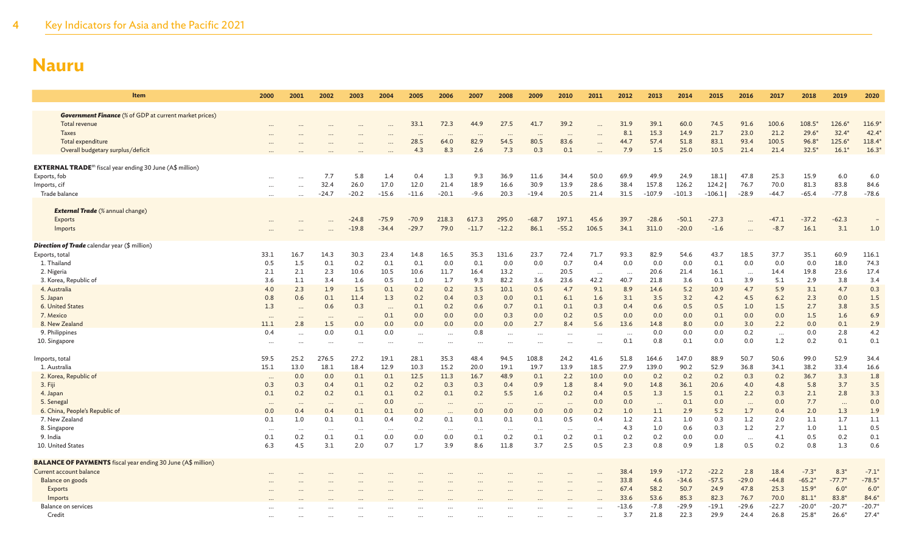# Nauru

| Item | 2000 | 2001 | 2002 | 2003 | 2004 | 2005 | 2006 | 2007 | 2008 | 2009 | 2010 | 2011 | 2012 | 2013 | 2014 | 2015 | 2016 | 2017 | 2018 | 2019 | 2020 |
|---|---|---|---|---|---|---|---|---|---|---|---|---|---|---|---|---|---|---|---|---|---|
| ***Government Finance*** (% of GDP at current market prices) | | | | | | | | | | | | | | | | | | | | | |
| Total revenue | ... | ... | ... | ... | ... | 33.1 | 72.3 | 44.9 | 27.5 | 41.7 | 39.2 | ... | 31.9 | 39.1 | 60.0 | 74.5 | 91.6 | 100.6 | 108.5* | 126.6* | 116.9* |
| Taxes | ... | ... | ... | ... | ... | ... | ... | ... | ... | ... | ... | ... | 8.1 | 15.3 | 14.9 | 21.7 | 23.0 | 21.2 | 29.6* | 32.4* | 42.4* |
| Total expenditure | ... | ... | ... | ... | ... | 28.5 | 64.0 | 82.9 | 54.5 | 80.5 | 83.6 | ... | 44.7 | 57.4 | 51.8 | 83.1 | 93.4 | 100.5 | 96.8* | 125.6* | 118.4* |
| Overall budgetary surplus/deficit | ... | ... | ... | ... | ... | 4.3 | 8.3 | 2.6 | 7.3 | 0.3 | 0.1 | ... | 7.9 | 1.5 | 25.0 | 10.5 | 21.4 | 21.4 | 32.5* | 16.1* | 16.3* |
| **EXTERNAL TRADE**[m] fiscal year ending 30 June (A$ million) | | | | | | | | | | | | | | | | | | | | | |
| Exports, fob | ... | ... | 7.7 | 5.8 | 1.4 | 0.4 | 1.3 | 9.3 | 36.9 | 11.6 | 34.4 | 50.0 | 69.9 | 49.9 | 24.9 | 18.1 \| | 47.8 | 25.3 | 15.9 | 6.0 | 6.0 |
| Imports, cif | ... | ... | 32.4 | 26.0 | 17.0 | 12.0 | 21.4 | 18.9 | 16.6 | 30.9 | 13.9 | 28.6 | 38.4 | 157.8 | 126.2 | 124.2 \| | 76.7 | 70.0 | 81.3 | 83.8 | 84.6 |
| Trade balance | ... | ... | -24.7 | -20.2 | -15.6 | -11.6 | -20.1 | -9.6 | 20.3 | -19.4 | 20.5 | 21.4 | 31.5 | -107.9 | -101.3 | -106.1 \| | -28.9 | -44.7 | -65.4 | -77.8 | -78.6 |
| ***External Trade*** (% annual change) | | | | | | | | | | | | | | | | | | | | | |
| Exports | ... | ... | ... | -24.8 | -75.9 | -70.9 | 218.3 | 617.3 | 295.0 | -68.7 | 197.1 | 45.6 | 39.7 | -28.6 | -50.1 | -27.3 | ... | -47.1 | -37.2 | -62.3 | – |
| Imports | ... | ... | ... | -19.8 | -34.4 | -29.7 | 79.0 | -11.7 | -12.2 | 86.1 | -55.2 | 106.5 | 34.1 | 311.0 | -20.0 | -1.6 | ... | -8.7 | 16.1 | 3.1 | 1.0 |
| ***Direction of Trade*** calendar year ($ million) | | | | | | | | | | | | | | | | | | | | | |
| Exports, total | 33.1 | 16.7 | 14.3 | 30.3 | 23.4 | 14.8 | 16.5 | 35.3 | 131.6 | 23.7 | 72.4 | 71.7 | 93.3 | 82.9 | 54.6 | 43.7 | 18.5 | 37.7 | 35.1 | 60.9 | 116.1 |
| 1. Thailand | 0.5 | 1.5 | 0.1 | 0.2 | 0.1 | 0.1 | 0.0 | 0.1 | 0.0 | 0.0 | 0.7 | 0.4 | 0.0 | 0.0 | 0.0 | 0.1 | 0.0 | 0.0 | 0.0 | 18.0 | 74.3 |
| 2. Nigeria | 2.1 | 2.1 | 2.3 | 10.6 | 10.5 | 10.6 | 11.7 | 16.4 | 13.2 | ... | 20.5 | ... | ... | 20.6 | 21.4 | 16.1 | ... | 14.4 | 19.8 | 23.6 | 17.4 |
| 3. Korea, Republic of | 3.6 | 1.1 | 3.4 | 1.6 | 0.5 | 1.0 | 1.7 | 9.3 | 82.2 | 3.6 | 23.6 | 42.2 | 40.7 | 21.8 | 3.6 | 0.1 | 3.9 | 5.1 | 2.9 | 3.8 | 3.4 |
| 4. Australia | 4.0 | 2.3 | 1.9 | 1.5 | 0.1 | 0.2 | 0.2 | 3.5 | 10.1 | 0.5 | 4.7 | 9.1 | 8.9 | 14.6 | 5.2 | 10.9 | 4.7 | 5.9 | 3.1 | 4.7 | 0.3 |
| 5. Japan | 0.8 | 0.6 | 0.1 | 11.4 | 1.3 | 0.2 | 0.4 | 0.3 | 0.0 | 0.1 | 6.1 | 1.6 | 3.1 | 3.5 | 3.2 | 4.2 | 4.5 | 6.2 | 2.3 | 0.0 | 1.5 |
| 6. United States | 1.3 | ... | 0.6 | 0.3 | ... | 0.1 | 0.2 | 0.6 | 0.7 | 0.1 | 0.1 | 0.3 | 0.4 | 0.6 | 0.5 | 0.5 | 1.0 | 1.5 | 2.7 | 3.8 | 3.5 |
| 7. Mexico | ... | ... | ... | ... | 0.1 | 0.0 | 0.0 | 0.0 | 0.3 | 0.0 | 0.2 | 0.5 | 0.0 | 0.0 | 0.0 | 0.1 | 0.0 | 0.0 | 1.5 | 1.6 | 6.9 |
| 8. New Zealand | 11.1 | 2.8 | 1.5 | 0.0 | 0.0 | 0.0 | 0.0 | 0.0 | 0.0 | 2.7 | 8.4 | 5.6 | 13.6 | 14.8 | 8.0 | 0.0 | 3.0 | 2.2 | 0.0 | 0.1 | 2.9 |
| 9. Philippines | 0.4 | ... | 0.0 | 0.1 | 0.0 | ... | ... | 0.8 | ... | ... | ... | ... | ... | 0.0 | 0.0 | 0.0 | 0.2 | ... | 0.0 | 2.8 | 4.2 |
| 10. Singapore | ... | ... | ... | ... | ... | ... | ... | ... | ... | ... | ... | ... | 0.1 | 0.8 | 0.1 | 0.0 | 0.0 | 1.2 | 0.2 | 0.1 | 0.1 |
| Imports, total | 59.5 | 25.2 | 276.5 | 27.2 | 19.1 | 28.1 | 35.3 | 48.4 | 94.5 | 108.8 | 24.2 | 41.6 | 51.8 | 164.6 | 147.0 | 88.9 | 50.7 | 50.6 | 99.0 | 52.9 | 34.4 |
| 1. Australia | 15.1 | 13.0 | 18.1 | 18.4 | 12.9 | 10.3 | 15.2 | 20.0 | 19.1 | 19.7 | 13.9 | 18.5 | 27.9 | 139.0 | 90.2 | 52.9 | 36.8 | 34.1 | 38.2 | 33.4 | 16.6 |
| 2. Korea, Republic of | ... | 0.0 | 0.0 | 0.1 | 0.1 | 12.5 | 11.3 | 16.7 | 48.9 | 0.1 | 2.2 | 10.0 | 0.0 | 0.2 | 0.2 | 0.2 | 0.3 | 0.2 | 36.7 | 3.3 | 1.8 |
| 3. Fiji | 0.3 | 0.3 | 0.4 | 0.1 | 0.2 | 0.2 | 0.3 | 0.3 | 0.4 | 0.9 | 1.8 | 8.4 | 9.0 | 14.8 | 36.1 | 20.6 | 4.0 | 4.8 | 5.8 | 3.7 | 3.5 |
| 4. Japan | 0.1 | 0.2 | 0.2 | 0.1 | 0.1 | 0.2 | 0.1 | 0.2 | 5.5 | 1.6 | 0.2 | 0.4 | 0.5 | 1.3 | 1.5 | 0.1 | 2.2 | 0.3 | 2.1 | 2.8 | 3.3 |
| 5. Senegal | ... | ... | ... | ... | 0.0 | ... | ... | ... | ... | ... | ... | 0.0 | 0.0 | ... | 0.1 | 0.0 | ... | 0.0 | 7.7 | ... | 0.0 |
| 6. China, People's Republic of | 0.0 | 0.4 | 0.4 | 0.1 | 0.1 | 0.0 | ... | 0.0 | 0.0 | 0.0 | 0.0 | 0.2 | 1.0 | 1.1 | 2.9 | 5.2 | 1.7 | 0.4 | 2.0 | 1.3 | 1.9 |
| 7. New Zealand | 0.1 | 1.0 | 0.1 | 0.1 | 0.4 | 0.2 | 0.1 | 0.1 | 0.1 | 0.1 | 0.5 | 0.4 | 1.2 | 2.1 | 1.0 | 0.3 | 1.2 | 2.0 | 1.1 | 1.7 | 1.1 |
| 8. Singapore | ... | ... | ... | ... | ... | ... | ... | ... | ... | ... | ... | ... | 4.3 | 1.0 | 0.6 | 0.3 | 1.2 | 2.7 | 1.0 | 1.1 | 0.5 |
| 9. India | 0.1 | 0.2 | 0.1 | 0.1 | 0.0 | 0.0 | 0.0 | 0.1 | 0.2 | 0.1 | 0.2 | 0.1 | 0.2 | 0.2 | 0.0 | 0.0 | ... | 4.1 | 0.5 | 0.2 | 0.1 |
| 10. United States | 6.3 | 4.5 | 3.1 | 2.0 | 0.7 | 1.7 | 3.9 | 8.6 | 11.8 | 3.7 | 2.5 | 0.5 | 2.3 | 0.8 | 0.9 | 1.8 | 0.5 | 0.2 | 0.8 | 1.3 | 0.6 |
| **BALANCE OF PAYMENTS** fiscal year ending 30 June (A$ million) | | | | | | | | | | | | | | | | | | | | | |
| Current account balance | ... | ... | ... | ... | ... | ... | ... | ... | ... | ... | ... | ... | 38.4 | 19.9 | -17.2 | -22.2 | 2.8 | 18.4 | -7.3* | 8.3* | -7.1* |
| Balance on goods | ... | ... | ... | ... | ... | ... | ... | ... | ... | ... | ... | ... | 33.8 | 4.6 | -34.6 | -57.5 | -29.0 | -44.8 | -65.2* | -77.7* | -78.5* |
| Exports | ... | ... | ... | ... | ... | ... | ... | ... | ... | ... | ... | ... | 67.4 | 58.2 | 50.7 | 24.9 | 47.8 | 25.3 | 15.9* | 6.0* | 6.0* |
| Imports | ... | ... | ... | ... | ... | ... | ... | ... | ... | ... | ... | ... | 33.6 | 53.6 | 85.3 | 82.3 | 76.7 | 70.0 | 81.1* | 83.8* | 84.6* |
| Balance on services | ... | ... | ... | ... | ... | ... | ... | ... | ... | ... | ... | ... | -13.6 | -7.8 | -29.9 | -19.1 | -29.6 | -22.7 | -20.0* | -20.7* | -20.7* |
| Credit | ... | ... | ... | ... | ... | ... | ... | ... | ... | ... | ... | ... | 3.7 | 21.8 | 22.3 | 29.9 | 24.4 | 26.8 | 25.8* | 26.6* | 27.4* |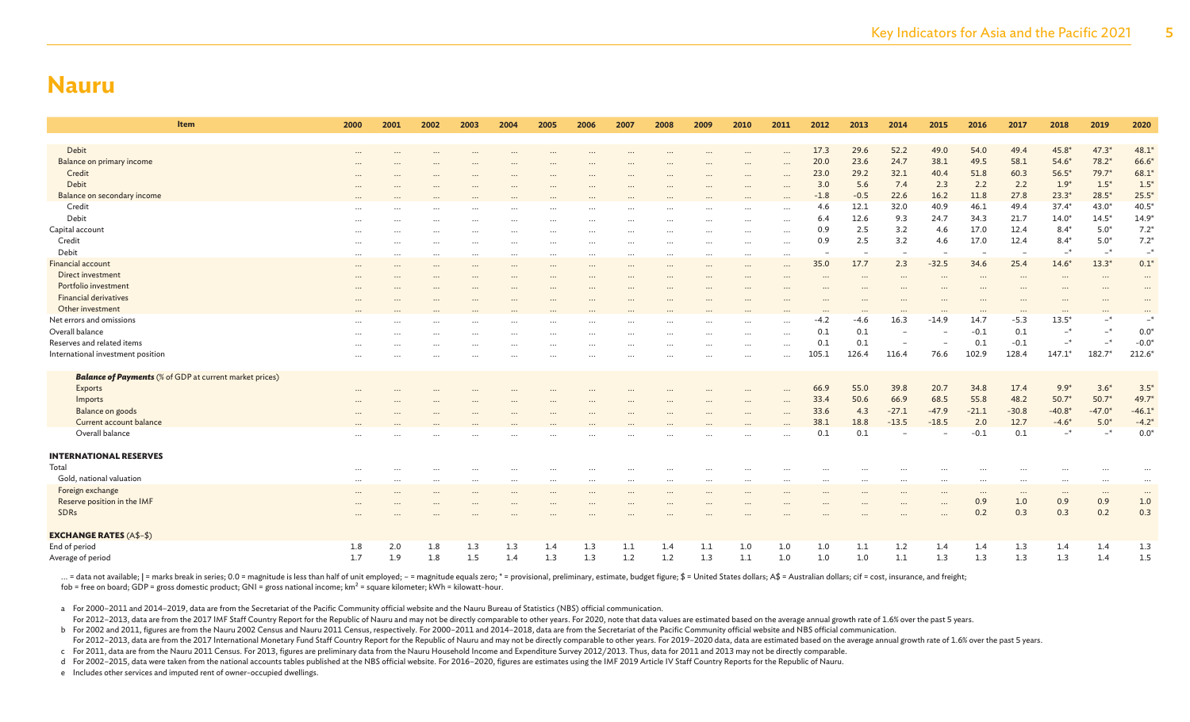# Nauru

| Item | 2000 | 2001 | 2002 | 2003 | 2004 | 2005 | 2006 | 2007 | 2008 | 2009 | 2010 | 2011 | 2012 | 2013 | 2014 | 2015 | 2016 | 2017 | 2018 | 2019 | 2020 |
|---|---|---|---|---|---|---|---|---|---|---|---|---|---|---|---|---|---|---|---|---|---|
| Debit | ... | ... | ... | ... | ... | ... | ... | ... | ... | ... | ... | ... | 17.3 | 29.6 | 52.2 | 49.0 | 54.0 | 49.4 | 45.8* | 47.3* | 48.1* |
| Balance on primary income | ... | ... | ... | ... | ... | ... | ... | ... | ... | ... | ... | ... | 20.0 | 23.6 | 24.7 | 38.1 | 49.5 | 58.1 | 54.6* | 78.2* | 66.6* |
| Credit | ... | ... | ... | ... | ... | ... | ... | ... | ... | ... | ... | ... | 23.0 | 29.2 | 32.1 | 40.4 | 51.8 | 60.3 | 56.5* | 79.7* | 68.1* |
| Debit | ... | ... | ... | ... | ... | ... | ... | ... | ... | ... | ... | ... | 3.0 | 5.6 | 7.4 | 2.3 | 2.2 | 2.2 | 1.9* | 1.5* | 1.5* |
| Balance on secondary income | ... | ... | ... | ... | ... | ... | ... | ... | ... | ... | ... | ... | -1.8 | -0.5 | 22.6 | 16.2 | 11.8 | 27.8 | 23.3* | 28.5* | 25.5* |
| Credit | ... | ... | ... | ... | ... | ... | ... | ... | ... | ... | ... | ... | 4.6 | 12.1 | 32.0 | 40.9 | 46.1 | 49.4 | 37.4* | 43.0* | 40.5* |
| Debit | ... | ... | ... | ... | ... | ... | ... | ... | ... | ... | ... | ... | 6.4 | 12.6 | 9.3 | 24.7 | 34.3 | 21.7 | 14.0* | 14.5* | 14.9* |
| Capital account | ... | ... | ... | ... | ... | ... | ... | ... | ... | ... | ... | ... | 0.9 | 2.5 | 3.2 | 4.6 | 17.0 | 12.4 | 8.4* | 5.0* | 7.2* |
| Credit | ... | ... | ... | ... | ... | ... | ... | ... | ... | ... | ... | ... | 0.9 | 2.5 | 3.2 | 4.6 | 17.0 | 12.4 | 8.4* | 5.0* | 7.2* |
| Debit | ... | ... | ... | ... | ... | ... | ... | ... | ... | ... | ... | ... | – | – | – | – | – | – | –* | –* | –* |
| Financial account | ... | ... | ... | ... | ... | ... | ... | ... | ... | ... | ... | ... | 35.0 | 17.7 | 2.3 | -32.5 | 34.6 | 25.4 | 14.6* | 13.3* | 0.1* |
| Direct investment | ... | ... | ... | ... | ... | ... | ... | ... | ... | ... | ... | ... | ... | ... | ... | ... | ... | ... | ... | ... | ... |
| Portfolio investment | ... | ... | ... | ... | ... | ... | ... | ... | ... | ... | ... | ... | ... | ... | ... | ... | ... | ... | ... | ... | ... |
| Financial derivatives | ... | ... | ... | ... | ... | ... | ... | ... | ... | ... | ... | ... | ... | ... | ... | ... | ... | ... | ... | ... | ... |
| Other investment | ... | ... | ... | ... | ... | ... | ... | ... | ... | ... | ... | ... | ... | ... | ... | ... | ... | ... | ... | ... | ... |
| Net errors and omissions | ... | ... | ... | ... | ... | ... | ... | ... | ... | ... | ... | ... | -4.2 | -4.6 | 16.3 | -14.9 | 14.7 | -5.3 | 13.5* | –* | –* |
| Overall balance | ... | ... | ... | ... | ... | ... | ... | ... | ... | ... | ... | ... | 0.1 | 0.1 | – | – | -0.1 | 0.1 | –* | –* | 0.0* |
| Reserves and related items | ... | ... | ... | ... | ... | ... | ... | ... | ... | ... | ... | ... | 0.1 | 0.1 | – | – | 0.1 | -0.1 | –* | –* | -0.0* |
| International investment position | ... | ... | ... | ... | ... | ... | ... | ... | ... | ... | ... | ... | 105.1 | 126.4 | 116.4 | 76.6 | 102.9 | 128.4 | 147.1* | 182.7* | 212.6* |
| ***Balance of Payments*** (% of GDP at current market prices) | | | | | | | | | | | | | | | | | | | | | |
| Exports | ... | ... | ... | ... | ... | ... | ... | ... | ... | ... | ... | ... | 66.9 | 55.0 | 39.8 | 20.7 | 34.8 | 17.4 | 9.9* | 3.6* | 3.5* |
| Imports | ... | ... | ... | ... | ... | ... | ... | ... | ... | ... | ... | ... | 33.4 | 50.6 | 66.9 | 68.5 | 55.8 | 48.2 | 50.7* | 50.7* | 49.7* |
| Balance on goods | ... | ... | ... | ... | ... | ... | ... | ... | ... | ... | ... | ... | 33.6 | 4.3 | -27.1 | -47.9 | -21.1 | -30.8 | -40.8* | -47.0* | -46.1* |
| Current account balance | ... | ... | ... | ... | ... | ... | ... | ... | ... | ... | ... | ... | 38.1 | 18.8 | -13.5 | -18.5 | 2.0 | 12.7 | -4.6* | 5.0* | -4.2* |
| Overall balance | ... | ... | ... | ... | ... | ... | ... | ... | ... | ... | ... | ... | 0.1 | 0.1 | – | – | -0.1 | 0.1 | –* | –* | 0.0* |
| **INTERNATIONAL RESERVES** | | | | | | | | | | | | | | | | | | | | | |
| Total | ... | ... | ... | ... | ... | ... | ... | ... | ... | ... | ... | ... | ... | ... | ... | ... | ... | ... | ... | ... | ... |
| Gold, national valuation | ... | ... | ... | ... | ... | ... | ... | ... | ... | ... | ... | ... | ... | ... | ... | ... | ... | ... | ... | ... | ... |
| Foreign exchange | ... | ... | ... | ... | ... | ... | ... | ... | ... | ... | ... | ... | ... | ... | ... | ... | ... | ... | ... | ... | ... |
| Reserve position in the IMF | ... | ... | ... | ... | ... | ... | ... | ... | ... | ... | ... | ... | ... | ... | ... | ... | 0.9 | 1.0 | 0.9 | 0.9 | 1.0 |
| SDRs | ... | ... | ... | ... | ... | ... | ... | ... | ... | ... | ... | ... | ... | ... | ... | ... | 0.2 | 0.3 | 0.3 | 0.2 | 0.3 |
| **EXCHANGE RATES** (A$–$) | | | | | | | | | | | | | | | | | | | | | |
| End of period | 1.8 | 2.0 | 1.8 | 1.3 | 1.3 | 1.4 | 1.3 | 1.1 | 1.4 | 1.1 | 1.0 | 1.0 | 1.0 | 1.1 | 1.2 | 1.4 | 1.4 | 1.3 | 1.4 | 1.4 | 1.3 |
| Average of period | 1.7 | 1.9 | 1.8 | 1.5 | 1.4 | 1.3 | 1.3 | 1.2 | 1.2 | 1.3 | 1.1 | 1.0 | 1.0 | 1.0 | 1.1 | 1.3 | 1.3 | 1.3 | 1.3 | 1.4 | 1.5 |

... = data not available; | = marks break in series; 0.0 = magnitude is less than half of unit employed; – = magnitude equals zero; * = provisional, preliminary, estimate, budget figure; $ = United States dollars; A$ = Australian dollars; cif = cost, insurance, and freight; fob = free on board; GDP = gross domestic product; GNI = gross national income; km$^2$ = square kilometer; kWh = kilowatt-hour.

a For 2000–2011 and 2014–2019, data are from the Secretariat of the Pacific Community official website and the Nauru Bureau of Statistics (NBS) official communication.
For 2012–2013, data are from the 2017 IMF Staff Country Report for the Republic of Nauru and may not be directly comparable to other years. For 2020, note that data values are estimated based on the average annual growth rate of 1.6% over the past 5 years.

b For 2002 and 2011, figures are from the Nauru 2002 Census and Nauru 2011 Census, respectively. For 2000–2011 and 2014–2018, data are from the Secretariat of the Pacific Community official website and NBS official communication.
For 2012–2013, data are from the 2017 International Monetary Fund Staff Country Report for the Republic of Nauru and may not be directly comparable to other years. For 2019–2020 data, data are estimated based on the average annual growth rate of 1.6% over the past 5 years.

c For 2011, data are from the Nauru 2011 Census. For 2013, figures are preliminary data from the Nauru Household Income and Expenditure Survey 2012/2013. Thus, data for 2011 and 2013 may not be directly comparable.

d For 2002–2015, data were taken from the national accounts tables published at the NBS official website. For 2016–2020, figures are estimates using the IMF 2019 Article IV Staff Country Reports for the Republic of Nauru.

e Includes other services and imputed rent of owner-occupied dwellings.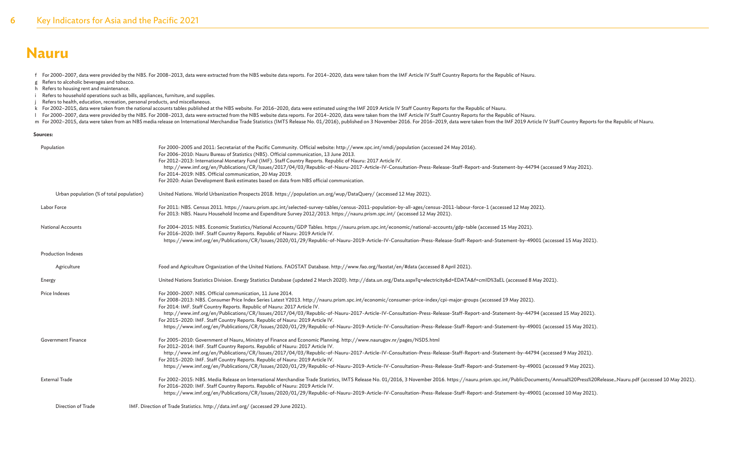# Nauru

f For 2000–2007, data were provided by the NBS. For 2008–2013, data were extracted from the NBS website data reports. For 2014–2020, data were taken from the IMF Article IV Staff Country Reports for the Republic of Nauru.
g Refers to alcoholic beverages and tobacco.
h Refers to housing rent and maintenance.
i Refers to household operations such as bills, appliances, furniture, and supplies.
j Refers to health, education, recreation, personal products, and miscellaneous.
k For 2002–2015, data were taken from the national accounts tables published at the NBS website. For 2016–2020, data were estimated using the IMF 2019 Article IV Staff Country Reports for the Republic of Nauru.
l For 2000–2007, data were provided by the NBS. For 2008–2013, data were extracted from the NBS website data reports. For 2014–2020, data were taken from the IMF Article IV Staff Country Reports for the Republic of Nauru.
m For 2002–2015, data were taken from an NBS media release on International Merchandise Trade Statistics (IMTS Release No. 01/2016), published on 3 November 2016. For 2016–2019, data were taken from the IMF 2019 Article IV Staff Country Reports for the Republic of Nauru.

**Sources:**

**Population**
For 2000–2005 and 2011: Secretariat of the Pacific Community. Official website: http://www.spc.int/nmdi/population (accessed 24 May 2016).
For 2006–2010: Nauru Bureau of Statistics (NBS). Official communication, 13 June 2013.
For 2012–2013: International Monetary Fund (IMF). Staff Country Reports. Republic of Nauru: 2017 Article IV.
http://www.imf.org/en/Publications/CR/Issues/2017/04/03/Republic-of-Nauru-2017-Article-IV-Consultation-Press-Release-Staff-Report-and-Statement-by-44794 (accessed 9 May 2021).
For 2014–2019: NBS. Official communication, 20 May 2019.
For 2020: Asian Development Bank estimates based on data from NBS official communication.

**Urban population (% of total population)**
United Nations. World Urbanization Prospects 2018. https://population.un.org/wup/DataQuery/ (accessed 12 May 2021).

**Labor Force**
For 2011: NBS. Census 2011. https://nauru.prism.spc.int/selected-survey-tables/census-2011-population-by-all-ages/census-2011-labour-force-1 (accessed 12 May 2021).
For 2013: NBS. Nauru Household Income and Expenditure Survey 2012/2013. https://nauru.prism.spc.int/ (accessed 12 May 2021).

**National Accounts**
For 2004–2015: NBS. Economic Statistics/National Accounts/GDP Tables. https://nauru.prism.spc.int/economic/national-accounts/gdp-table (accessed 15 May 2021).
For 2016–2020: IMF. Staff Country Reports. Republic of Nauru: 2019 Article IV.
https://www.imf.org/en/Publications/CR/Issues/2020/01/29/Republic-of-Nauru-2019-Article-IV-Consultation-Press-Release-Staff-Report-and-Statement-by-49001 (accessed 15 May 2021).

**Production Indexes**

**Agriculture**
Food and Agriculture Organization of the United Nations. FAOSTAT Database. http://www.fao.org/faostat/en/#data (accessed 8 April 2021).

**Energy**
United Nations Statistics Division. Energy Statistics Database (updated 2 March 2020). http://data.un.org/Data.aspx?q=electricity&d=EDATA&f=cmID%3aEL (accessed 8 May 2021).

**Price Indexes**
For 2000–2007: NBS. Official communication, 11 June 2014.
For 2008–2013: NBS. Consumer Price Index Series Latest Y2013. http://nauru.prism.spc.int/economic/consumer-price-index/cpi-major-groups (accessed 19 May 2021).
For 2014: IMF. Staff Country Reports. Republic of Nauru: 2017 Article IV.
http://www.imf.org/en/Publications/CR/Issues/2017/04/03/Republic-of-Nauru-2017-Article-IV-Consultation-Press-Release-Staff-Report-and-Statement-by-44794 (accessed 15 May 2021).
For 2015–2020: IMF. Staff Country Reports. Republic of Nauru: 2019 Article IV.
https://www.imf.org/en/Publications/CR/Issues/2020/01/29/Republic-of-Nauru-2019-Article-IV-Consultation-Press-Release-Staff-Report-and-Statement-by-49001 (accessed 15 May 2021).

**Government Finance**
For 2005–2010: Government of Nauru, Ministry of Finance and Economic Planning. http://www.naurugov.nr/pages/NSDS.html
For 2012–2014: IMF. Staff Country Reports. Republic of Nauru: 2017 Article IV.
http://www.imf.org/en/Publications/CR/Issues/2017/04/03/Republic-of-Nauru-2017-Article-IV-Consultation-Press-Release-Staff-Report-and-Statement-by-44794 (accessed 9 May 2021).
For 2015–2020: IMF. Staff Country Reports. Republic of Nauru: 2019 Article IV.
https://www.imf.org/en/Publications/CR/Issues/2020/01/29/Republic-of-Nauru-2019-Article-IV-Consultation-Press-Release-Staff-Report-and-Statement-by-49001 (accessed 9 May 2021).

**External Trade**
For 2002–2015: NBS. Media Release on International Merchandise Trade Statistics, IMTS Release No. 01/2016, 3 November 2016. https://nauru.prism.spc.int/PublicDocuments/Annual%20Press%20Release_Nauru.pdf (accessed 10 May 2021).
For 2016–2020: IMF. Staff Country Reports. Republic of Nauru: 2019 Article IV.
https://www.imf.org/en/Publications/CR/Issues/2020/01/29/Republic-of-Nauru-2019-Article-IV-Consultation-Press-Release-Staff-Report-and-Statement-by-49001 (accessed 10 May 2021).

**Direction of Trade**
IMF. Direction of Trade Statistics. http://data.imf.org/ (accessed 29 June 2021).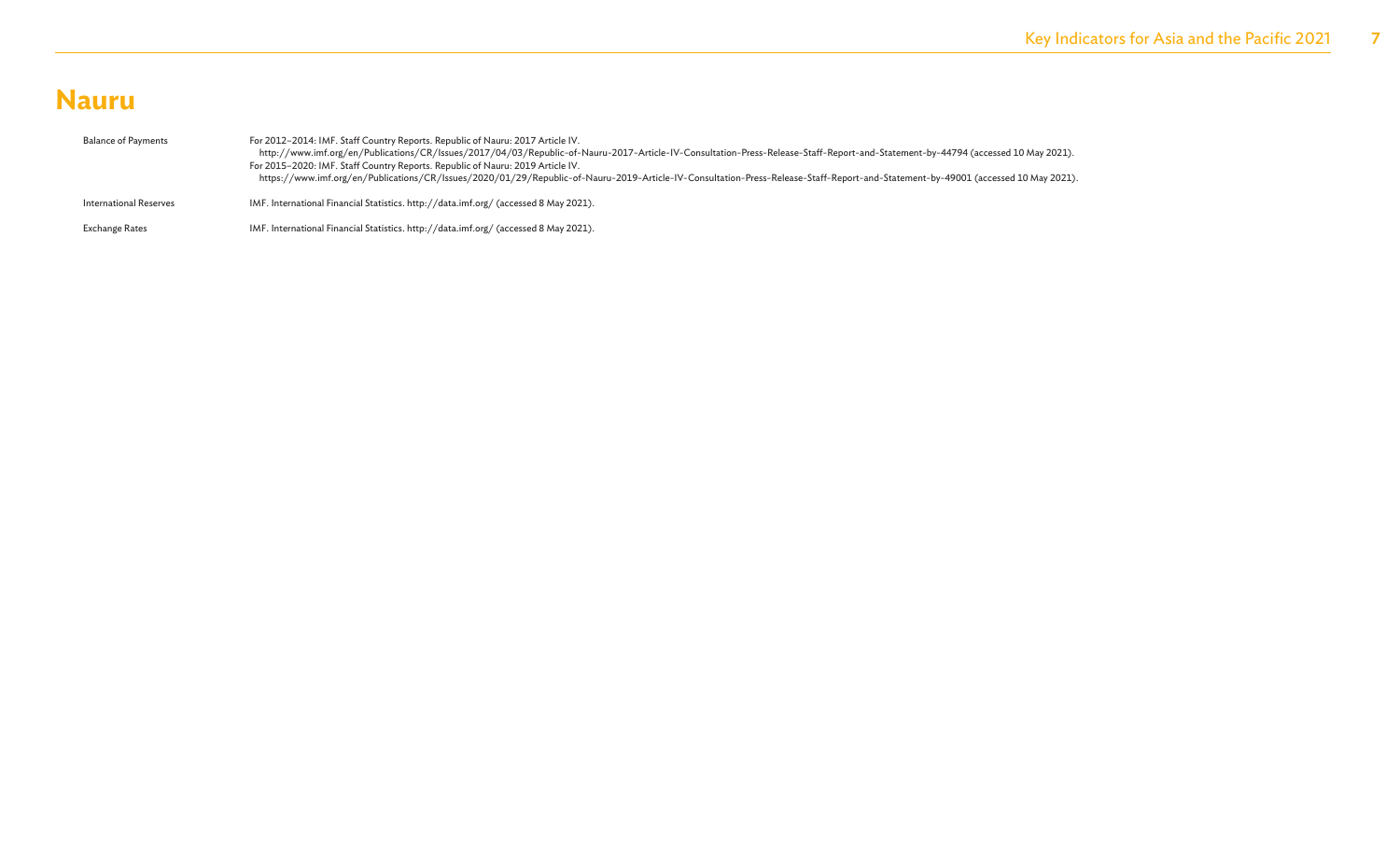# Nauru

| | |
|---|---|
| Balance of Payments | For 2012–2014: IMF. Staff Country Reports. Republic of Nauru: 2017 Article IV. http://www.imf.org/en/Publications/CR/Issues/2017/04/03/Republic-of-Nauru-2017-Article-IV-Consultation-Press-Release-Staff-Report-and-Statement-by-44794 (accessed 10 May 2021). For 2015–2020: IMF. Staff Country Reports. Republic of Nauru: 2019 Article IV. https://www.imf.org/en/Publications/CR/Issues/2020/01/29/Republic-of-Nauru-2019-Article-IV-Consultation-Press-Release-Staff-Report-and-Statement-by-49001 (accessed 10 May 2021). |
| International Reserves | IMF. International Financial Statistics. http://data.imf.org/ (accessed 8 May 2021). |
| Exchange Rates | IMF. International Financial Statistics. http://data.imf.org/ (accessed 8 May 2021). |